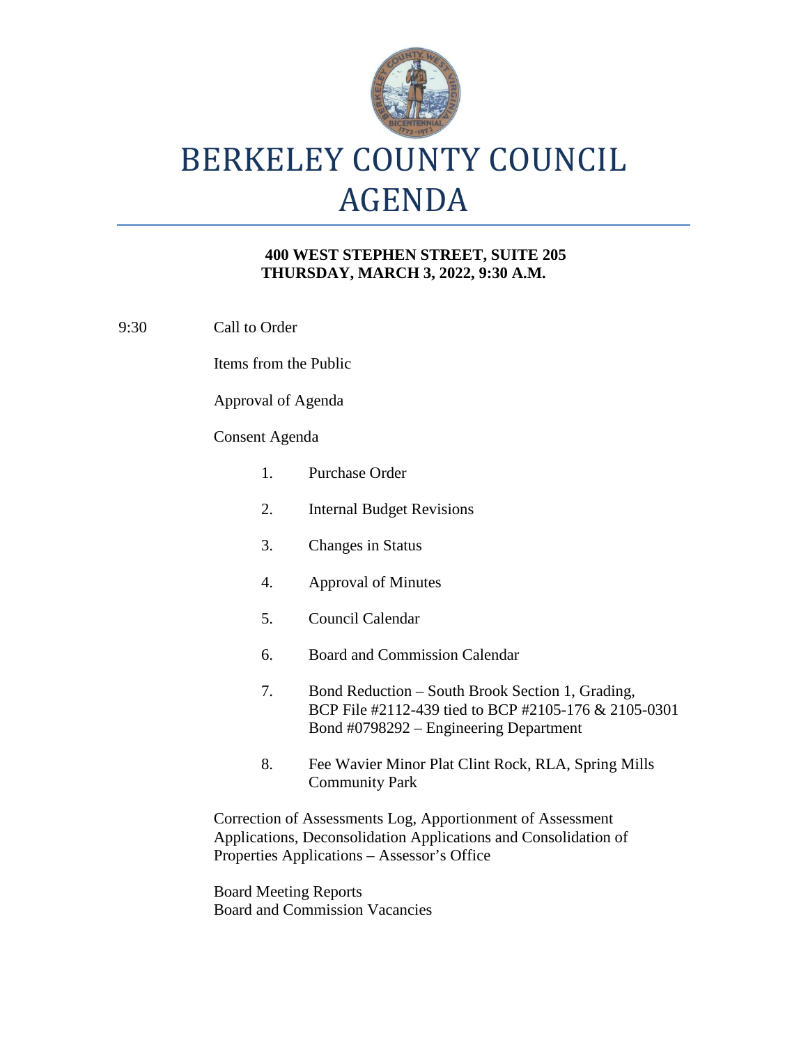# BERKELEY COUNTY COUNCIL AGENDA

**400 WEST STEPHEN STREET, SUITE 205**
**THURSDAY, MARCH 3, 2022, 9:30 A.M.**

9:30 Call to Order

Items from the Public

Approval of Agenda

Consent Agenda

1. Purchase Order
2. Internal Budget Revisions
3. Changes in Status
4. Approval of Minutes
5. Council Calendar
6. Board and Commission Calendar
7. Bond Reduction – South Brook Section 1, Grading, BCP File #2112-439 tied to BCP #2105-176 & 2105-0301 Bond #0798292 – Engineering Department
8. Fee Wavier Minor Plat Clint Rock, RLA, Spring Mills Community Park

Correction of Assessments Log, Apportionment of Assessment Applications, Deconsolidation Applications and Consolidation of Properties Applications – Assessor's Office

Board Meeting Reports
Board and Commission Vacancies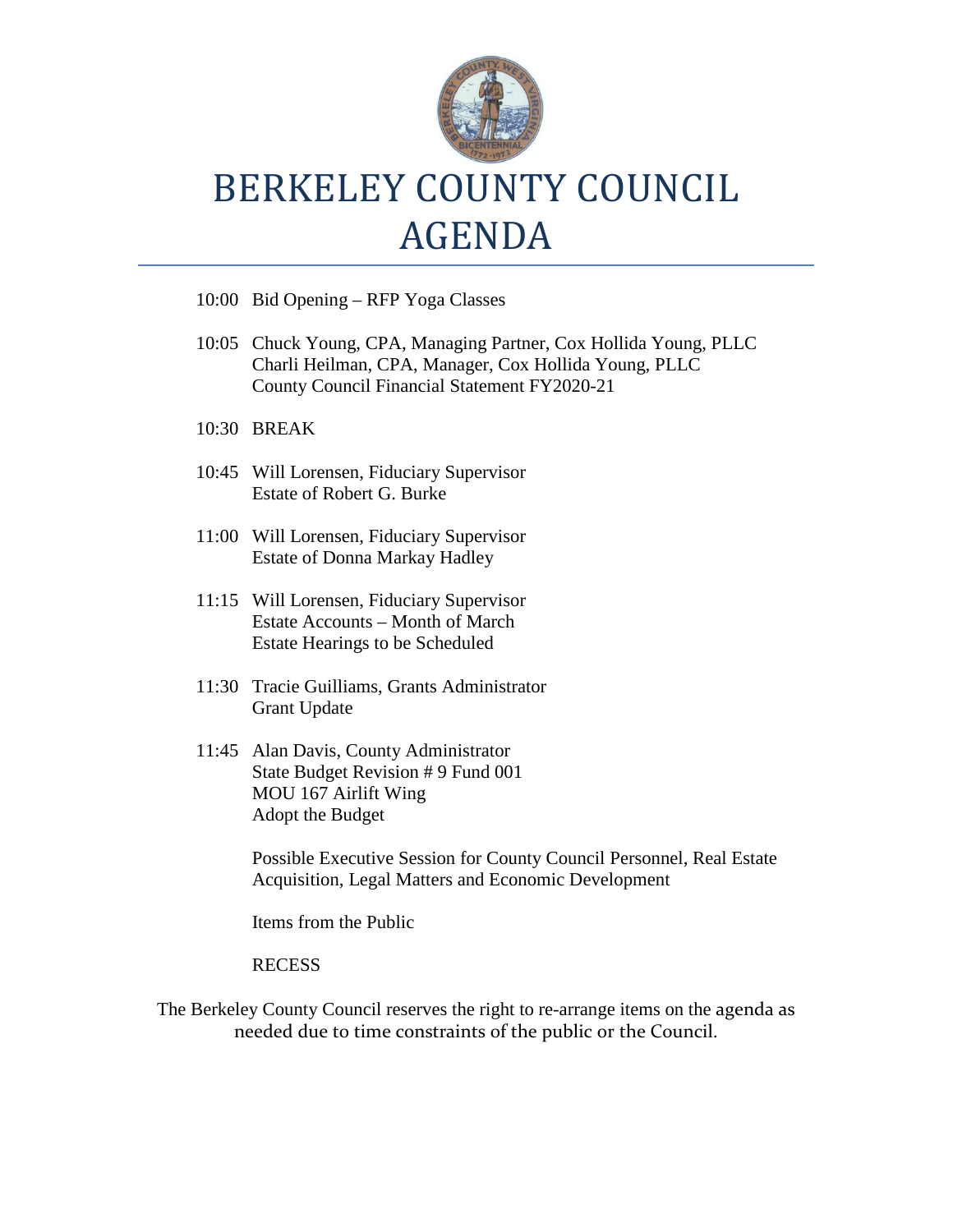# BERKELEY COUNTY COUNCIL AGENDA

10:00 Bid Opening – RFP Yoga Classes

10:05 Chuck Young, CPA, Managing Partner, Cox Hollida Young, PLLC
Charli Heilman, CPA, Manager, Cox Hollida Young, PLLC
County Council Financial Statement FY2020-21

10:30 BREAK

10:45 Will Lorensen, Fiduciary Supervisor
Estate of Robert G. Burke

11:00 Will Lorensen, Fiduciary Supervisor
Estate of Donna Markay Hadley

11:15 Will Lorensen, Fiduciary Supervisor
Estate Accounts – Month of March
Estate Hearings to be Scheduled

11:30 Tracie Guilliams, Grants Administrator
Grant Update

11:45 Alan Davis, County Administrator
State Budget Revision # 9 Fund 001
MOU 167 Airlift Wing
Adopt the Budget

Possible Executive Session for County Council Personnel, Real Estate Acquisition, Legal Matters and Economic Development

Items from the Public

RECESS

The Berkeley County Council reserves the right to re-arrange items on the agenda as needed due to time constraints of the public or the Council.